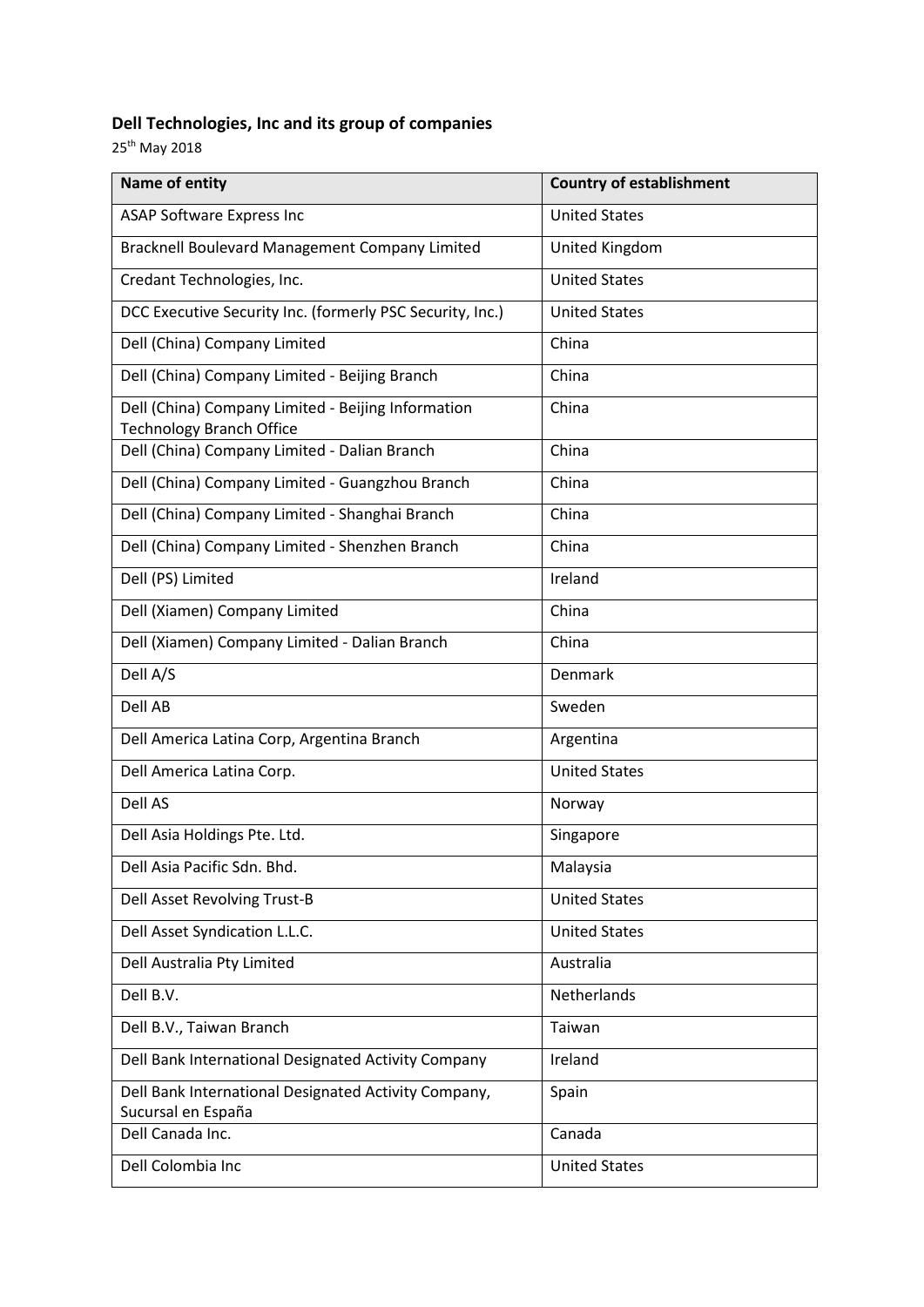## Dell Technologies, Inc and its group of companies

25th May 2018

| Name of entity | Country of establishment |
|---|---|
| ASAP Software Express Inc | United States |
| Bracknell Boulevard Management Company Limited | United Kingdom |
| Credant Technologies, Inc. | United States |
| DCC Executive Security Inc. (formerly PSC Security, Inc.) | United States |
| Dell (China) Company Limited | China |
| Dell (China) Company Limited - Beijing Branch | China |
| Dell (China) Company Limited - Beijing Information Technology Branch Office | China |
| Dell (China) Company Limited - Dalian Branch | China |
| Dell (China) Company Limited - Guangzhou Branch | China |
| Dell (China) Company Limited - Shanghai Branch | China |
| Dell (China) Company Limited - Shenzhen Branch | China |
| Dell (PS) Limited | Ireland |
| Dell (Xiamen) Company Limited | China |
| Dell (Xiamen) Company Limited - Dalian Branch | China |
| Dell A/S | Denmark |
| Dell AB | Sweden |
| Dell America Latina Corp, Argentina Branch | Argentina |
| Dell America Latina Corp. | United States |
| Dell AS | Norway |
| Dell Asia Holdings Pte. Ltd. | Singapore |
| Dell Asia Pacific Sdn. Bhd. | Malaysia |
| Dell Asset Revolving Trust-B | United States |
| Dell Asset Syndication L.L.C. | United States |
| Dell Australia Pty Limited | Australia |
| Dell B.V. | Netherlands |
| Dell B.V., Taiwan Branch | Taiwan |
| Dell Bank International Designated Activity Company | Ireland |
| Dell Bank International Designated Activity Company, Sucursal en España | Spain |
| Dell Canada Inc. | Canada |
| Dell Colombia Inc | United States |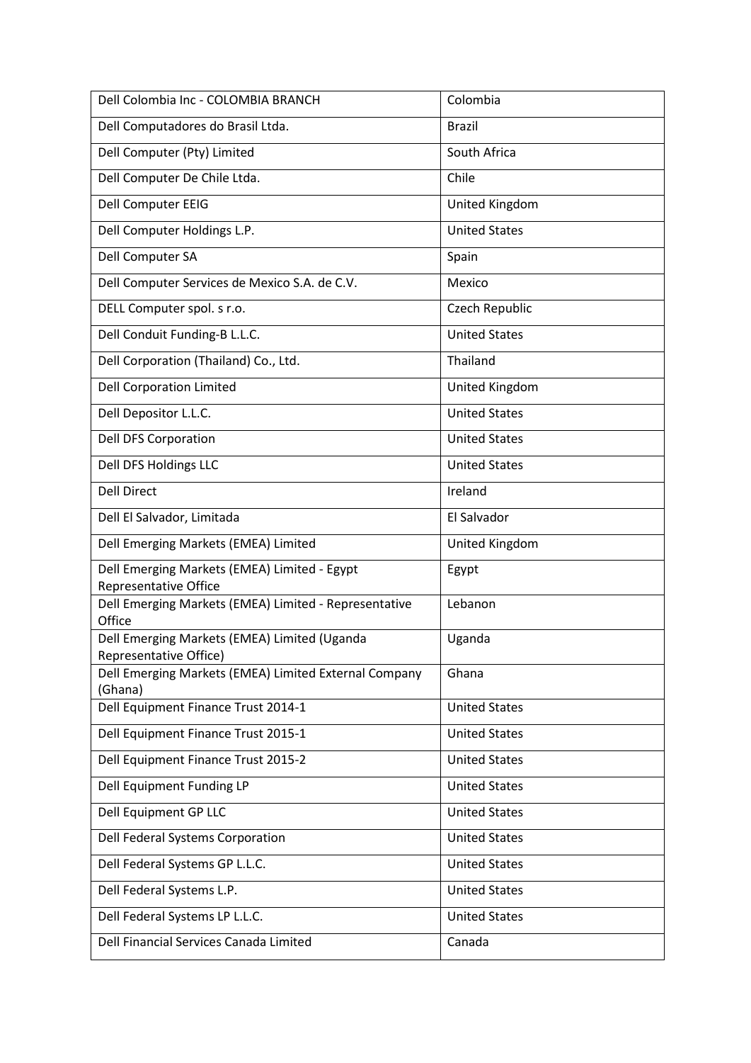| | |
|---|---|
| Dell Colombia Inc - COLOMBIA BRANCH | Colombia |
| Dell Computadores do Brasil Ltda. | Brazil |
| Dell Computer (Pty) Limited | South Africa |
| Dell Computer De Chile Ltda. | Chile |
| Dell Computer EEIG | United Kingdom |
| Dell Computer Holdings L.P. | United States |
| Dell Computer SA | Spain |
| Dell Computer Services de Mexico S.A. de C.V. | Mexico |
| DELL Computer spol. s r.o. | Czech Republic |
| Dell Conduit Funding-B L.L.C. | United States |
| Dell Corporation (Thailand) Co., Ltd. | Thailand |
| Dell Corporation Limited | United Kingdom |
| Dell Depositor L.L.C. | United States |
| Dell DFS Corporation | United States |
| Dell DFS Holdings LLC | United States |
| Dell Direct | Ireland |
| Dell El Salvador, Limitada | El Salvador |
| Dell Emerging Markets (EMEA) Limited | United Kingdom |
| Dell Emerging Markets (EMEA) Limited - Egypt Representative Office | Egypt |
| Dell Emerging Markets (EMEA) Limited - Representative Office | Lebanon |
| Dell Emerging Markets (EMEA) Limited (Uganda Representative Office) | Uganda |
| Dell Emerging Markets (EMEA) Limited External Company (Ghana) | Ghana |
| Dell Equipment Finance Trust 2014-1 | United States |
| Dell Equipment Finance Trust 2015-1 | United States |
| Dell Equipment Finance Trust 2015-2 | United States |
| Dell Equipment Funding LP | United States |
| Dell Equipment GP LLC | United States |
| Dell Federal Systems Corporation | United States |
| Dell Federal Systems GP L.L.C. | United States |
| Dell Federal Systems L.P. | United States |
| Dell Federal Systems LP L.L.C. | United States |
| Dell Financial Services Canada Limited | Canada |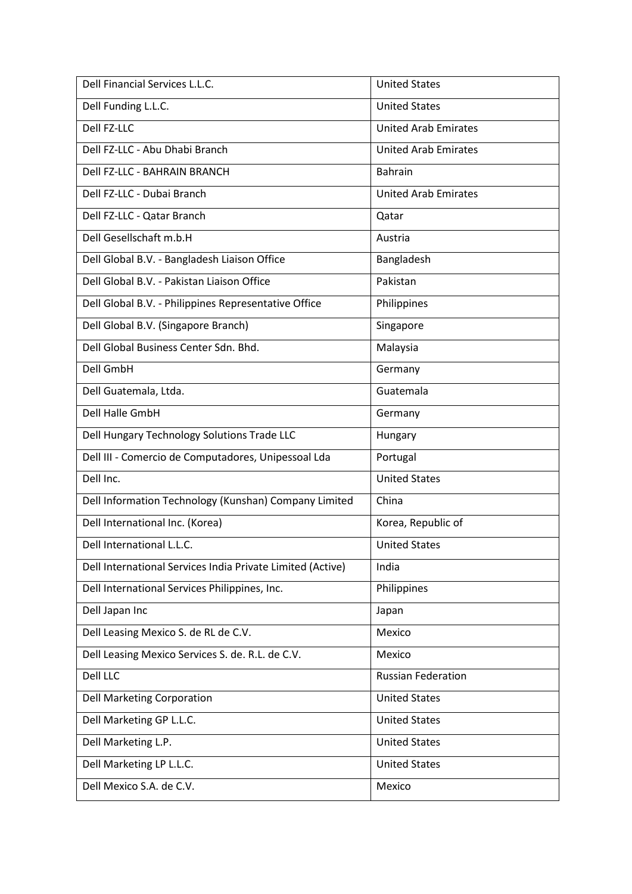| Dell Financial Services L.L.C. | United States |
|---|---|
| Dell Funding L.L.C. | United States |
| Dell FZ-LLC | United Arab Emirates |
| Dell FZ-LLC - Abu Dhabi Branch | United Arab Emirates |
| Dell FZ-LLC - BAHRAIN BRANCH | Bahrain |
| Dell FZ-LLC - Dubai Branch | United Arab Emirates |
| Dell FZ-LLC - Qatar Branch | Qatar |
| Dell Gesellschaft m.b.H | Austria |
| Dell Global B.V. - Bangladesh Liaison Office | Bangladesh |
| Dell Global B.V. - Pakistan Liaison Office | Pakistan |
| Dell Global B.V. - Philippines Representative Office | Philippines |
| Dell Global B.V. (Singapore Branch) | Singapore |
| Dell Global Business Center Sdn. Bhd. | Malaysia |
| Dell GmbH | Germany |
| Dell Guatemala, Ltda. | Guatemala |
| Dell Halle GmbH | Germany |
| Dell Hungary Technology Solutions Trade LLC | Hungary |
| Dell III - Comercio de Computadores, Unipessoal Lda | Portugal |
| Dell Inc. | United States |
| Dell Information Technology (Kunshan) Company Limited | China |
| Dell International Inc. (Korea) | Korea, Republic of |
| Dell International L.L.C. | United States |
| Dell International Services India Private Limited (Active) | India |
| Dell International Services Philippines, Inc. | Philippines |
| Dell Japan Inc | Japan |
| Dell Leasing Mexico S. de RL de C.V. | Mexico |
| Dell Leasing Mexico Services S. de. R.L. de C.V. | Mexico |
| Dell LLC | Russian Federation |
| Dell Marketing Corporation | United States |
| Dell Marketing GP L.L.C. | United States |
| Dell Marketing L.P. | United States |
| Dell Marketing LP L.L.C. | United States |
| Dell Mexico S.A. de C.V. | Mexico |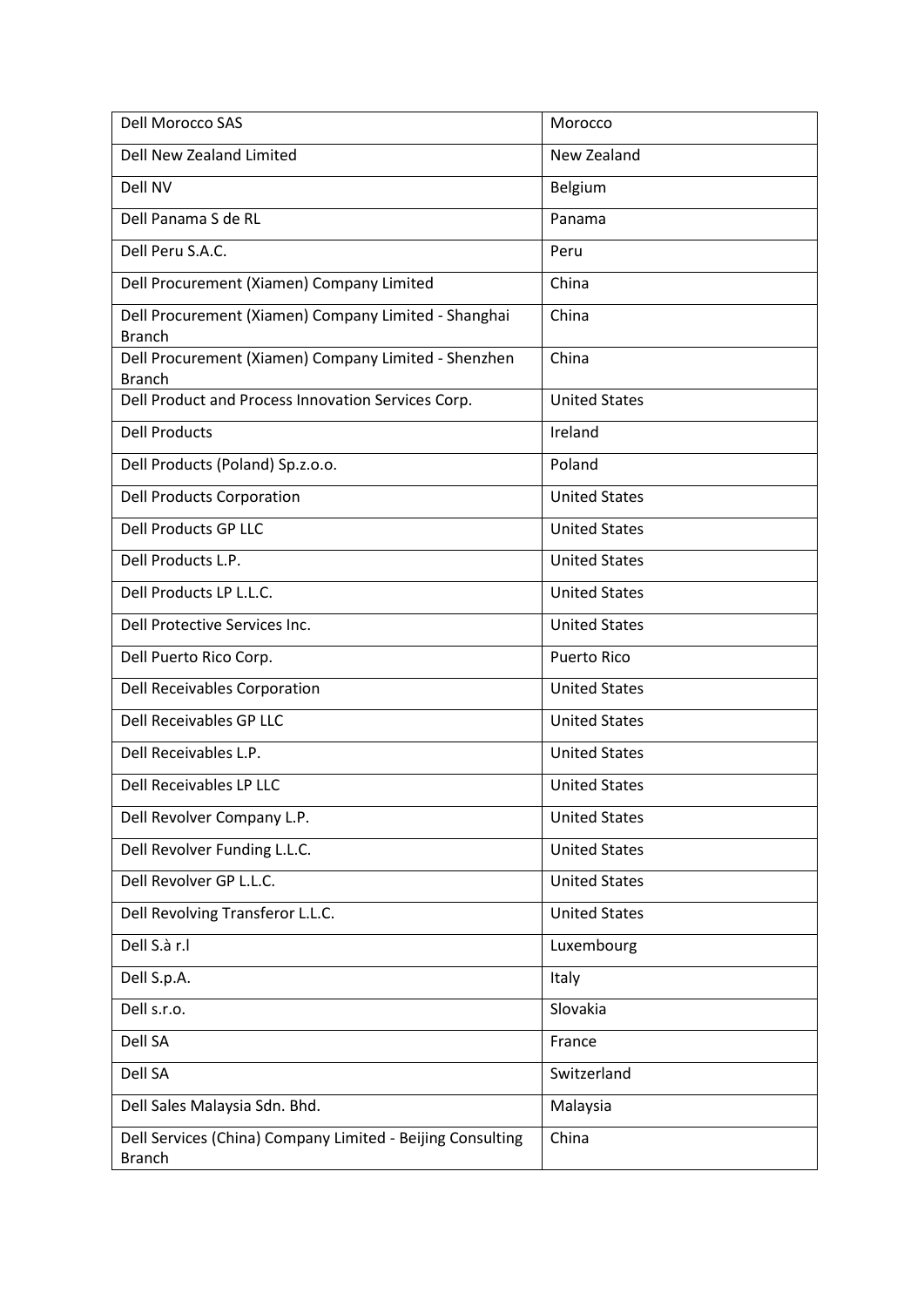| | |
|---|---|
| Dell Morocco SAS | Morocco |
| Dell New Zealand Limited | New Zealand |
| Dell NV | Belgium |
| Dell Panama S de RL | Panama |
| Dell Peru S.A.C. | Peru |
| Dell Procurement (Xiamen) Company Limited | China |
| Dell Procurement (Xiamen) Company Limited - Shanghai Branch | China |
| Dell Procurement (Xiamen) Company Limited - Shenzhen Branch | China |
| Dell Product and Process Innovation Services Corp. | United States |
| Dell Products | Ireland |
| Dell Products (Poland) Sp.z.o.o. | Poland |
| Dell Products Corporation | United States |
| Dell Products GP LLC | United States |
| Dell Products L.P. | United States |
| Dell Products LP L.L.C. | United States |
| Dell Protective Services Inc. | United States |
| Dell Puerto Rico Corp. | Puerto Rico |
| Dell Receivables Corporation | United States |
| Dell Receivables GP LLC | United States |
| Dell Receivables L.P. | United States |
| Dell Receivables LP LLC | United States |
| Dell Revolver Company L.P. | United States |
| Dell Revolver Funding L.L.C. | United States |
| Dell Revolver GP L.L.C. | United States |
| Dell Revolving Transferor L.L.C. | United States |
| Dell S.à r.l | Luxembourg |
| Dell S.p.A. | Italy |
| Dell s.r.o. | Slovakia |
| Dell SA | France |
| Dell SA | Switzerland |
| Dell Sales Malaysia Sdn. Bhd. | Malaysia |
| Dell Services (China) Company Limited - Beijing Consulting Branch | China |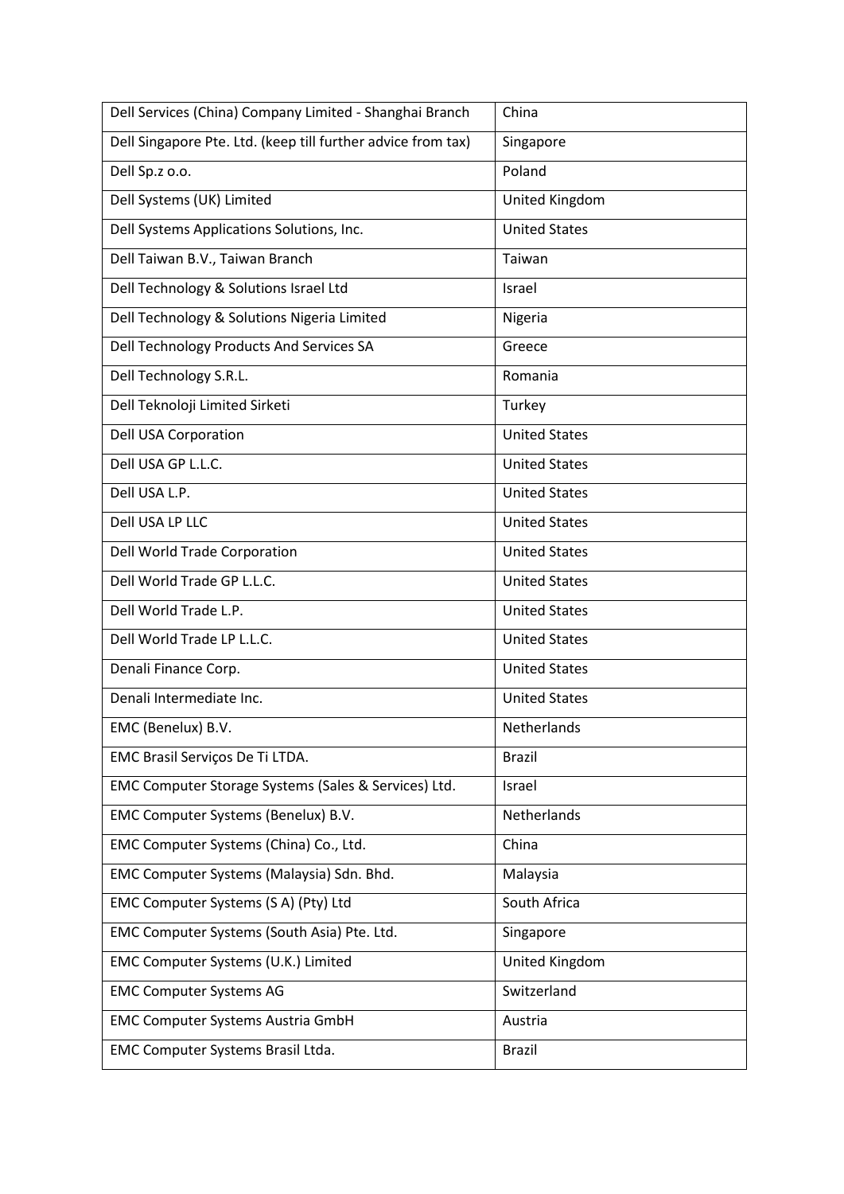| Dell Services (China) Company Limited - Shanghai Branch | China |
|---|---|
| Dell Singapore Pte. Ltd. (keep till further advice from tax) | Singapore |
| Dell Sp.z o.o. | Poland |
| Dell Systems (UK) Limited | United Kingdom |
| Dell Systems Applications Solutions, Inc. | United States |
| Dell Taiwan B.V., Taiwan Branch | Taiwan |
| Dell Technology & Solutions Israel Ltd | Israel |
| Dell Technology & Solutions Nigeria Limited | Nigeria |
| Dell Technology Products And Services SA | Greece |
| Dell Technology S.R.L. | Romania |
| Dell Teknoloji Limited Sirketi | Turkey |
| Dell USA Corporation | United States |
| Dell USA GP L.L.C. | United States |
| Dell USA L.P. | United States |
| Dell USA LP LLC | United States |
| Dell World Trade Corporation | United States |
| Dell World Trade GP L.L.C. | United States |
| Dell World Trade L.P. | United States |
| Dell World Trade LP L.L.C. | United States |
| Denali Finance Corp. | United States |
| Denali Intermediate Inc. | United States |
| EMC (Benelux) B.V. | Netherlands |
| EMC Brasil Serviços De Ti LTDA. | Brazil |
| EMC Computer Storage Systems (Sales & Services) Ltd. | Israel |
| EMC Computer Systems (Benelux) B.V. | Netherlands |
| EMC Computer Systems (China) Co., Ltd. | China |
| EMC Computer Systems (Malaysia) Sdn. Bhd. | Malaysia |
| EMC Computer Systems (S A) (Pty) Ltd | South Africa |
| EMC Computer Systems (South Asia) Pte. Ltd. | Singapore |
| EMC Computer Systems (U.K.) Limited | United Kingdom |
| EMC Computer Systems AG | Switzerland |
| EMC Computer Systems Austria GmbH | Austria |
| EMC Computer Systems Brasil Ltda. | Brazil |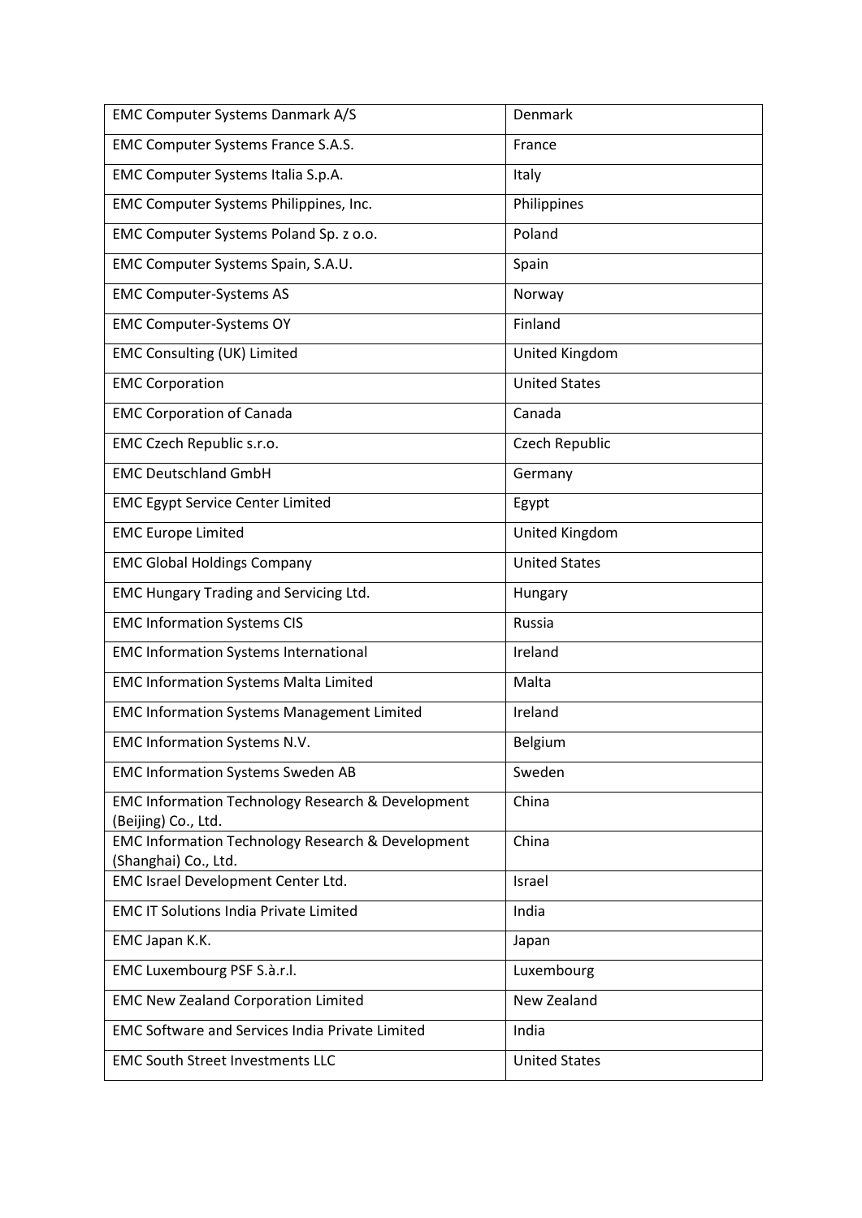| EMC Computer Systems Danmark A/S | Denmark |
|---|---|
| EMC Computer Systems France S.A.S. | France |
| EMC Computer Systems Italia S.p.A. | Italy |
| EMC Computer Systems Philippines, Inc. | Philippines |
| EMC Computer Systems Poland Sp. z o.o. | Poland |
| EMC Computer Systems Spain, S.A.U. | Spain |
| EMC Computer-Systems AS | Norway |
| EMC Computer-Systems OY | Finland |
| EMC Consulting (UK) Limited | United Kingdom |
| EMC Corporation | United States |
| EMC Corporation of Canada | Canada |
| EMC Czech Republic s.r.o. | Czech Republic |
| EMC Deutschland GmbH | Germany |
| EMC Egypt Service Center Limited | Egypt |
| EMC Europe Limited | United Kingdom |
| EMC Global Holdings Company | United States |
| EMC Hungary Trading and Servicing Ltd. | Hungary |
| EMC Information Systems CIS | Russia |
| EMC Information Systems International | Ireland |
| EMC Information Systems Malta Limited | Malta |
| EMC Information Systems Management Limited | Ireland |
| EMC Information Systems N.V. | Belgium |
| EMC Information Systems Sweden AB | Sweden |
| EMC Information Technology Research & Development (Beijing) Co., Ltd. | China |
| EMC Information Technology Research & Development (Shanghai) Co., Ltd. | China |
| EMC Israel Development Center Ltd. | Israel |
| EMC IT Solutions India Private Limited | India |
| EMC Japan K.K. | Japan |
| EMC Luxembourg PSF S.à.r.l. | Luxembourg |
| EMC New Zealand Corporation Limited | New Zealand |
| EMC Software and Services India Private Limited | India |
| EMC South Street Investments LLC | United States |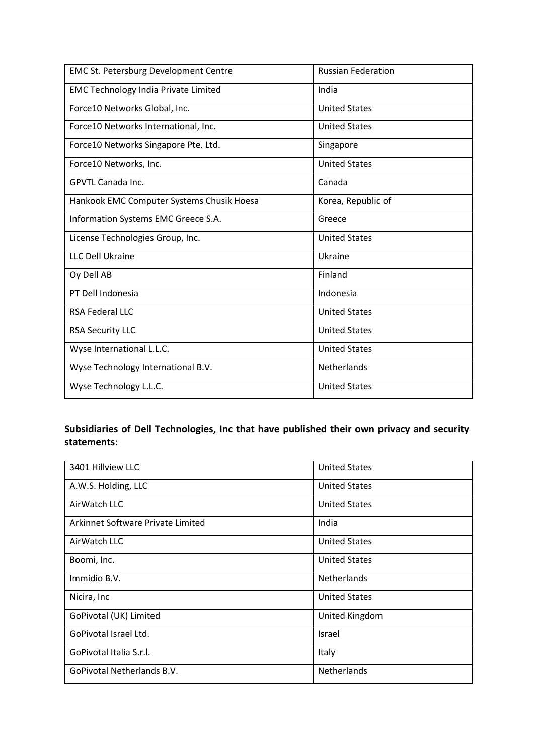| EMC St. Petersburg Development Centre | Russian Federation |
|---|---|
| EMC Technology India Private Limited | India |
| Force10 Networks Global, Inc. | United States |
| Force10 Networks International, Inc. | United States |
| Force10 Networks Singapore Pte. Ltd. | Singapore |
| Force10 Networks, Inc. | United States |
| GPVTL Canada Inc. | Canada |
| Hankook EMC Computer Systems Chusik Hoesa | Korea, Republic of |
| Information Systems EMC Greece S.A. | Greece |
| License Technologies Group, Inc. | United States |
| LLC Dell Ukraine | Ukraine |
| Oy Dell AB | Finland |
| PT Dell Indonesia | Indonesia |
| RSA Federal LLC | United States |
| RSA Security LLC | United States |
| Wyse International L.L.C. | United States |
| Wyse Technology International B.V. | Netherlands |
| Wyse Technology L.L.C. | United States |

**Subsidiaries of Dell Technologies, Inc that have published their own privacy and security statements**:

| 3401 Hillview LLC | United States |
|---|---|
| A.W.S. Holding, LLC | United States |
| AirWatch LLC | United States |
| Arkinnet Software Private Limited | India |
| AirWatch LLC | United States |
| Boomi, Inc. | United States |
| Immidio B.V. | Netherlands |
| Nicira, Inc | United States |
| GoPivotal (UK) Limited | United Kingdom |
| GoPivotal Israel Ltd. | Israel |
| GoPivotal Italia S.r.l. | Italy |
| GoPivotal Netherlands B.V. | Netherlands |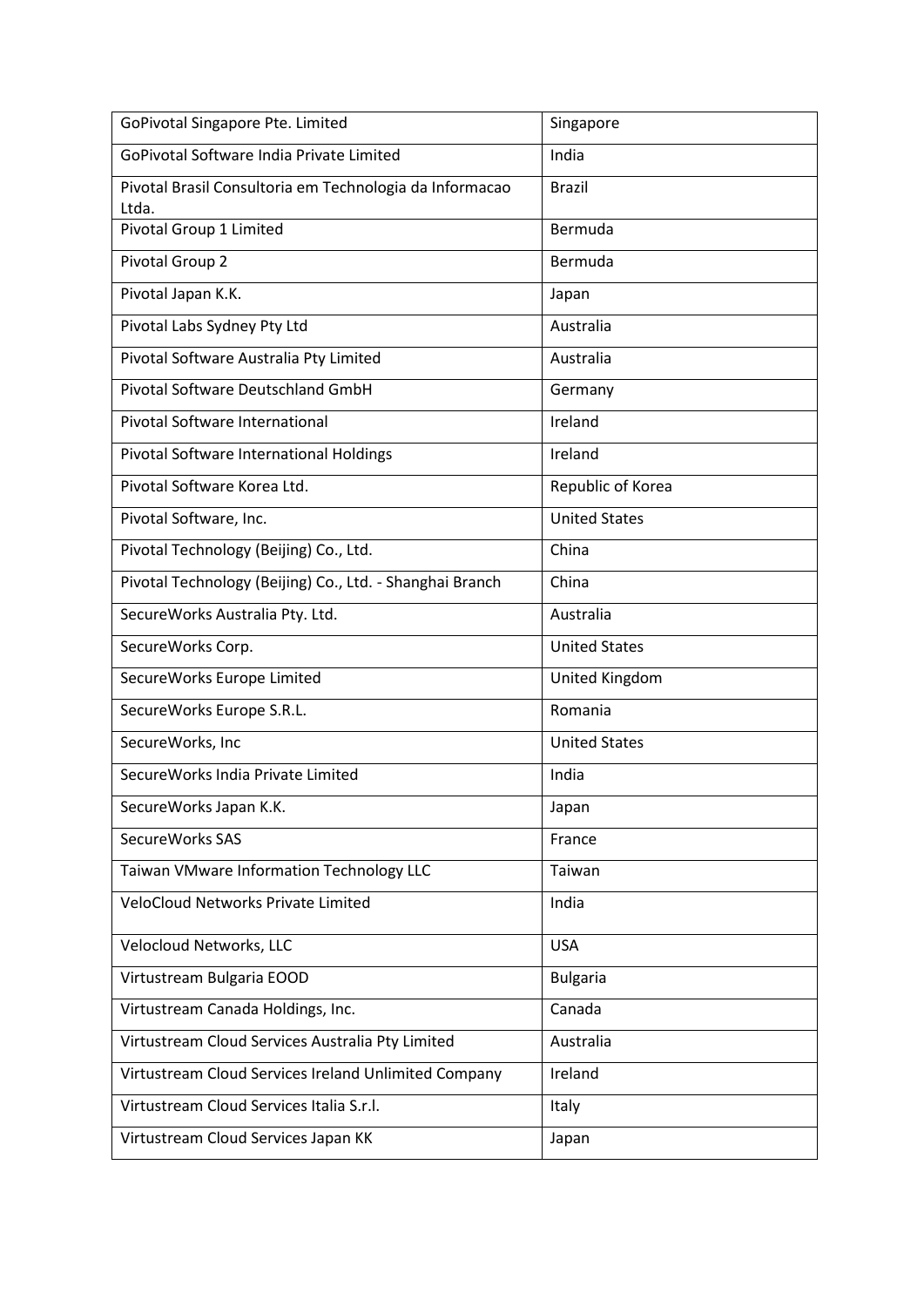| GoPivotal Singapore Pte. Limited | Singapore |
|---|---|
| GoPivotal Software India Private Limited | India |
| Pivotal Brasil Consultoria em Technologia da Informacao Ltda. | Brazil |
| Pivotal Group 1 Limited | Bermuda |
| Pivotal Group 2 | Bermuda |
| Pivotal Japan K.K. | Japan |
| Pivotal Labs Sydney Pty Ltd | Australia |
| Pivotal Software Australia Pty Limited | Australia |
| Pivotal Software Deutschland GmbH | Germany |
| Pivotal Software International | Ireland |
| Pivotal Software International Holdings | Ireland |
| Pivotal Software Korea Ltd. | Republic of Korea |
| Pivotal Software, Inc. | United States |
| Pivotal Technology (Beijing) Co., Ltd. | China |
| Pivotal Technology (Beijing) Co., Ltd. - Shanghai Branch | China |
| SecureWorks Australia Pty. Ltd. | Australia |
| SecureWorks Corp. | United States |
| SecureWorks Europe Limited | United Kingdom |
| SecureWorks Europe S.R.L. | Romania |
| SecureWorks, Inc | United States |
| SecureWorks India Private Limited | India |
| SecureWorks Japan K.K. | Japan |
| SecureWorks SAS | France |
| Taiwan VMware Information Technology LLC | Taiwan |
| VeloCloud Networks Private Limited | India |
| Velocloud Networks, LLC | USA |
| Virtustream Bulgaria EOOD | Bulgaria |
| Virtustream Canada Holdings, Inc. | Canada |
| Virtustream Cloud Services Australia Pty Limited | Australia |
| Virtustream Cloud Services Ireland Unlimited Company | Ireland |
| Virtustream Cloud Services Italia S.r.l. | Italy |
| Virtustream Cloud Services Japan KK | Japan |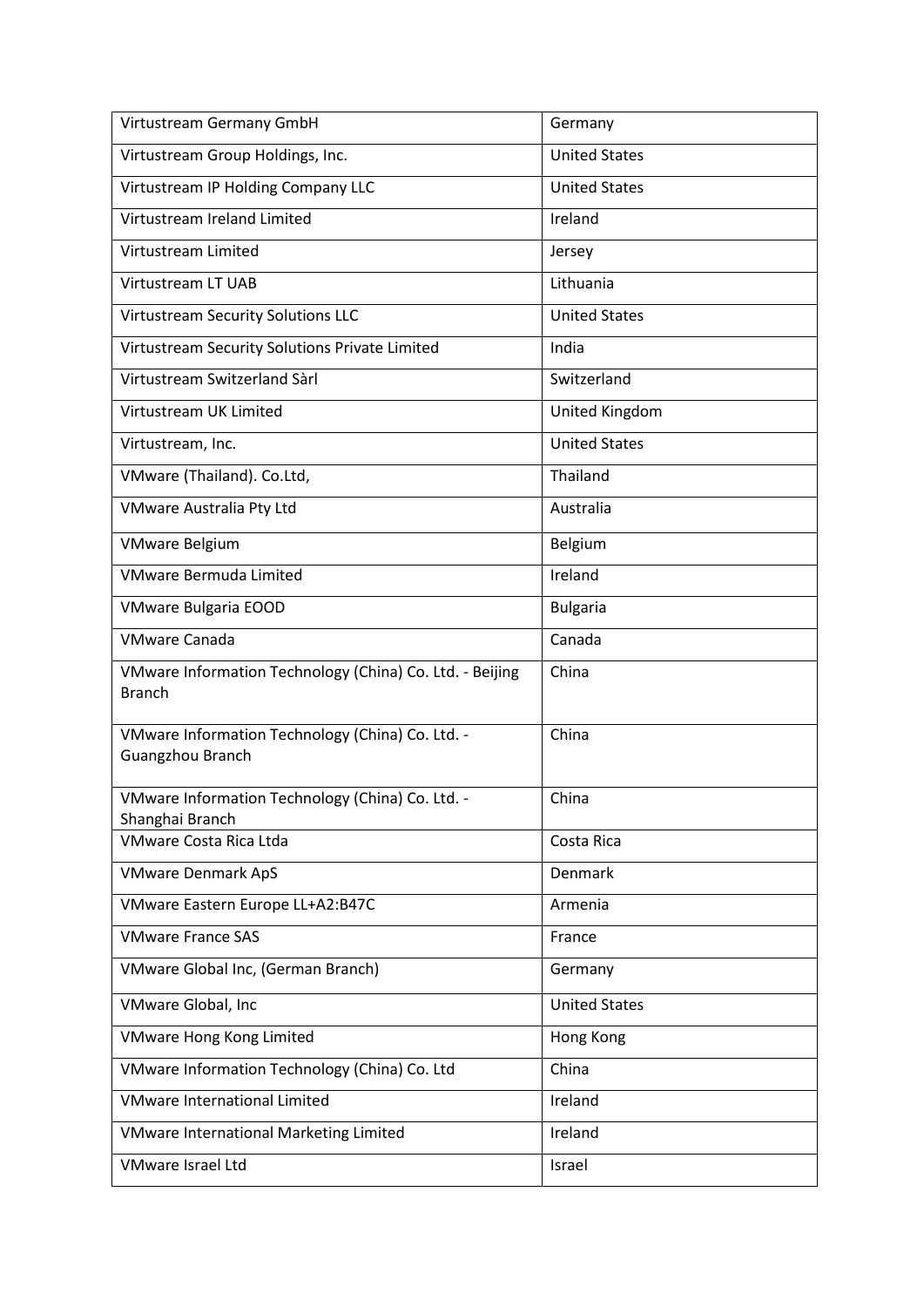| Virtustream Germany GmbH | Germany |
|---|---|
| Virtustream Group Holdings, Inc. | United States |
| Virtustream IP Holding Company LLC | United States |
| Virtustream Ireland Limited | Ireland |
| Virtustream Limited | Jersey |
| Virtustream LT UAB | Lithuania |
| Virtustream Security Solutions LLC | United States |
| Virtustream Security Solutions Private Limited | India |
| Virtustream Switzerland Sàrl | Switzerland |
| Virtustream UK Limited | United Kingdom |
| Virtustream, Inc. | United States |
| VMware (Thailand). Co.Ltd, | Thailand |
| VMware Australia Pty Ltd | Australia |
| VMware Belgium | Belgium |
| VMware Bermuda Limited | Ireland |
| VMware Bulgaria EOOD | Bulgaria |
| VMware Canada | Canada |
| VMware Information Technology (China) Co. Ltd. - Beijing Branch | China |
| VMware Information Technology (China) Co. Ltd. - Guangzhou Branch | China |
| VMware Information Technology (China) Co. Ltd. - Shanghai Branch | China |
| VMware Costa Rica Ltda | Costa Rica |
| VMware Denmark ApS | Denmark |
| VMware Eastern Europe LL+A2:B47C | Armenia |
| VMware France SAS | France |
| VMware Global Inc, (German Branch) | Germany |
| VMware Global, Inc | United States |
| VMware Hong Kong Limited | Hong Kong |
| VMware Information Technology (China) Co. Ltd | China |
| VMware International Limited | Ireland |
| VMware International Marketing Limited | Ireland |
| VMware Israel Ltd | Israel |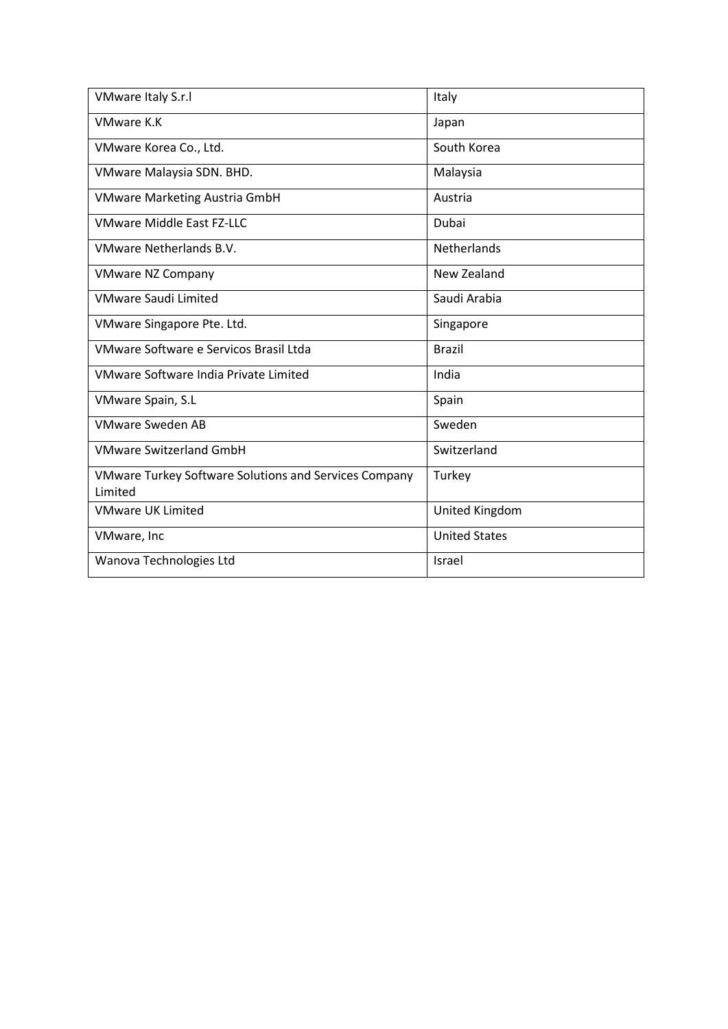| | |
|---|---|
| VMware Italy S.r.l | Italy |
| VMware K.K | Japan |
| VMware Korea Co., Ltd. | South Korea |
| VMware Malaysia SDN. BHD. | Malaysia |
| VMware Marketing Austria GmbH | Austria |
| VMware Middle East FZ-LLC | Dubai |
| VMware Netherlands B.V. | Netherlands |
| VMware NZ Company | New Zealand |
| VMware Saudi Limited | Saudi Arabia |
| VMware Singapore Pte. Ltd. | Singapore |
| VMware Software e Servicos Brasil Ltda | Brazil |
| VMware Software India Private Limited | India |
| VMware Spain, S.L | Spain |
| VMware Sweden AB | Sweden |
| VMware Switzerland GmbH | Switzerland |
| VMware Turkey Software Solutions and Services Company Limited | Turkey |
| VMware UK Limited | United Kingdom |
| VMware, Inc | United States |
| Wanova Technologies Ltd | Israel |